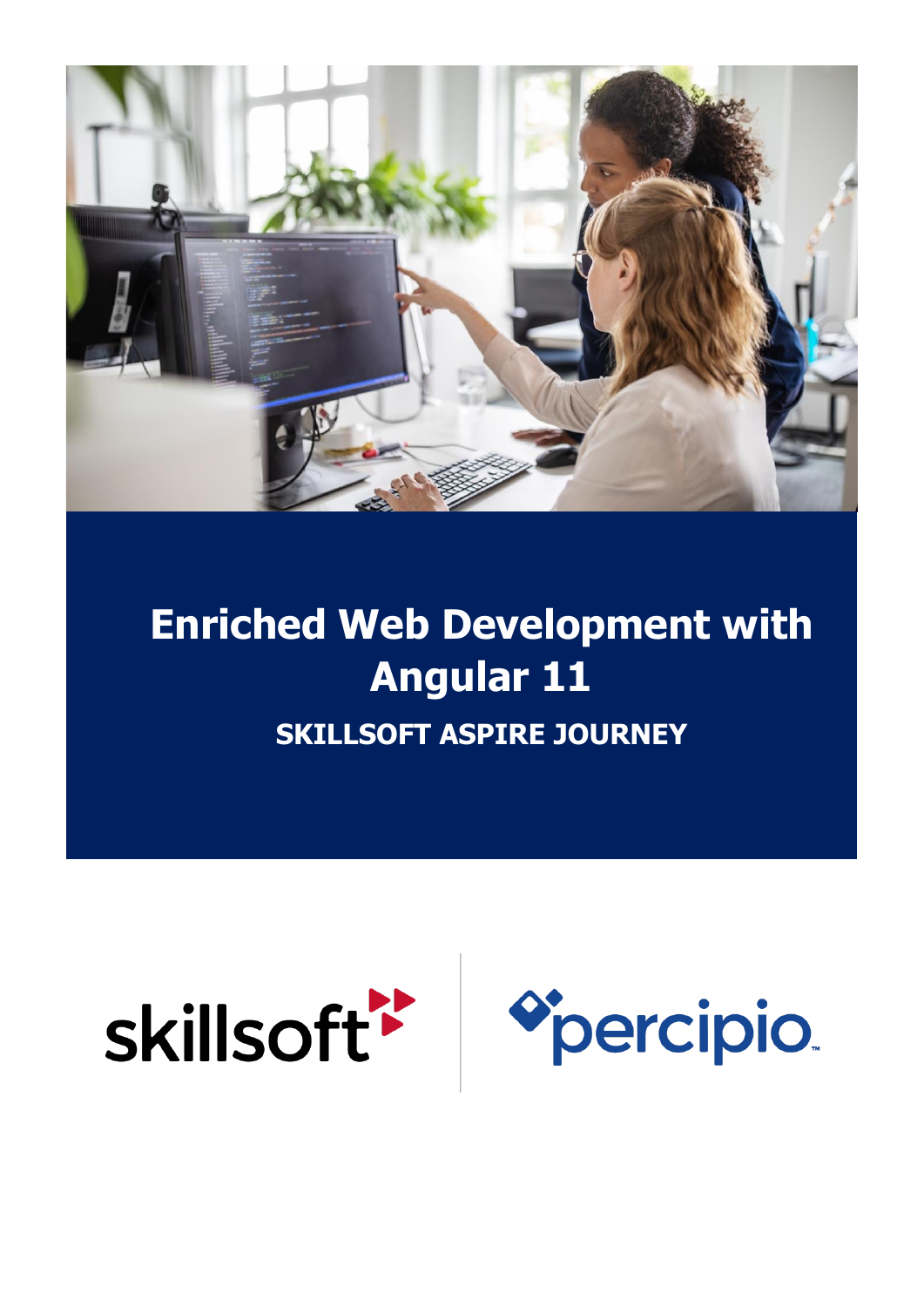# Enriched Web Development with Angular 11

**SKILLSOFT ASPIRE JOURNEY**

skillsoft percipio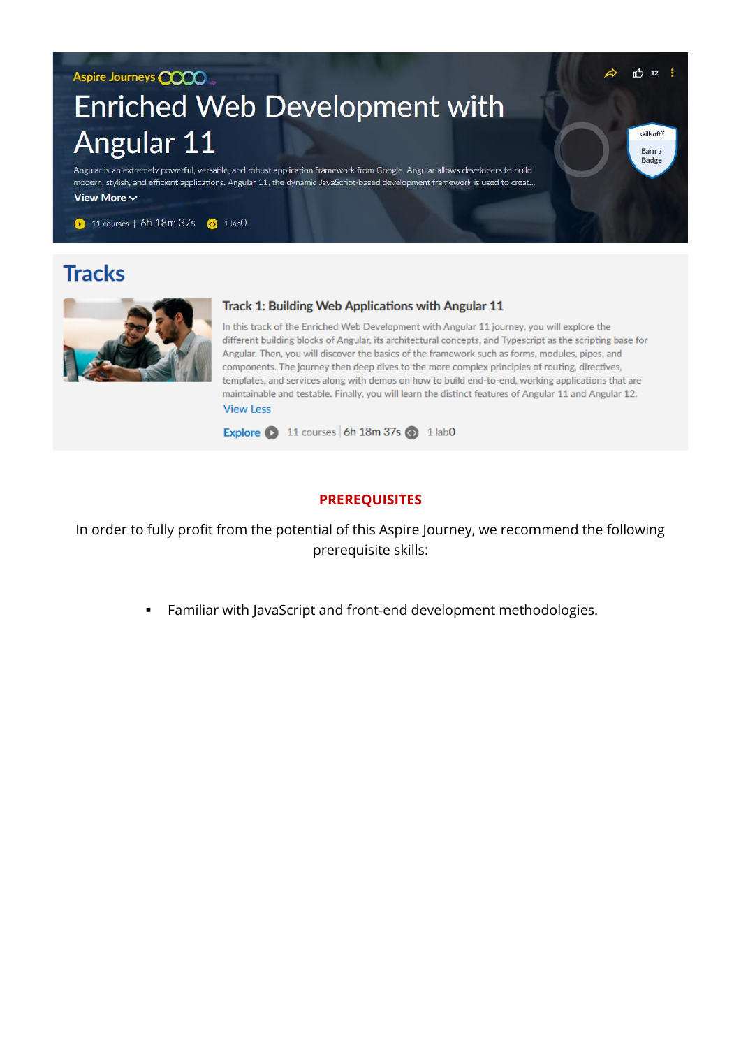Aspire Journeys

# Enriched Web Development with Angular 11

Angular is an extremely powerful, versatile, and robust application framework from Google. Angular allows developers to build modern, stylish, and efficient applications. Angular 11, the dynamic JavaScript-based development framework is used to creat...

View More

11 courses | 6h 18m 37s 1 lab0

Earn a Badge

## Tracks

### Track 1: Building Web Applications with Angular 11

In this track of the Enriched Web Development with Angular 11 journey, you will explore the different building blocks of Angular, its architectural concepts, and Typescript as the scripting base for Angular. Then, you will discover the basics of the framework such as forms, modules, pipes, and components. The journey then deep dives to the more complex principles of routing, directives, templates, and services along with demos on how to build end-to-end, working applications that are maintainable and testable. Finally, you will learn the distinct features of Angular 11 and Angular 12.

View Less

Explore 11 courses | 6h 18m 37s 1 lab0

**PREREQUISITES**

In order to fully profit from the potential of this Aspire Journey, we recommend the following prerequisite skills:

- Familiar with JavaScript and front-end development methodologies.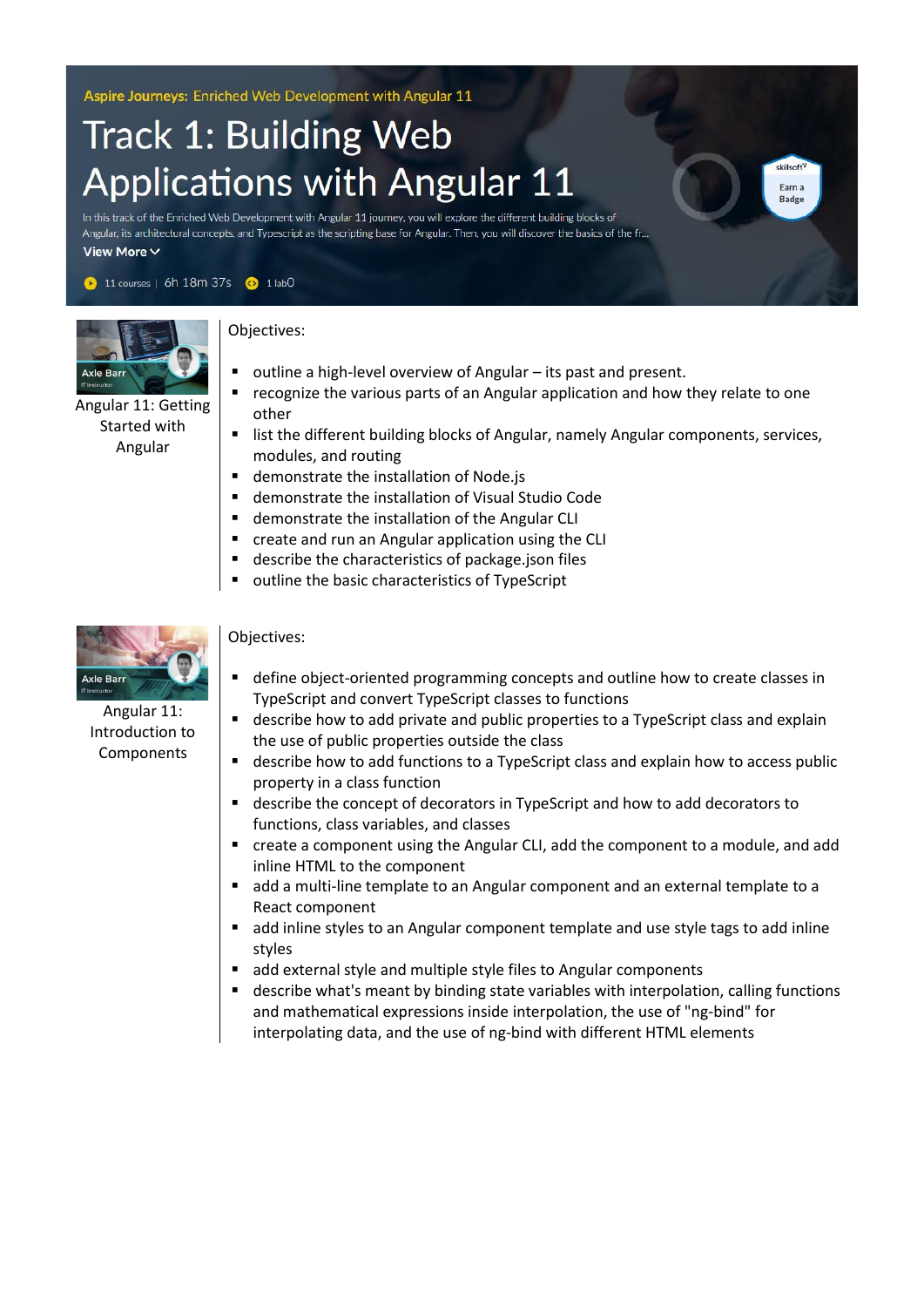Aspire Journeys: Enriched Web Development with Angular 11

# Track 1: Building Web Applications with Angular 11

In this track of the Enriched Web Development with Angular 11 journey, you will explore the different building blocks of Angular, its architectural concepts, and Typescript as the scripting base for Angular. Then, you will discover the basics of the fr...

View More

11 courses | 6h 18m 37s | 1 lab0

Earn a Badge

## Angular 11: Getting Started with Angular

Objectives:

- outline a high-level overview of Angular – its past and present.
- recognize the various parts of an Angular application and how they relate to one other
- list the different building blocks of Angular, namely Angular components, services, modules, and routing
- demonstrate the installation of Node.js
- demonstrate the installation of Visual Studio Code
- demonstrate the installation of the Angular CLI
- create and run an Angular application using the CLI
- describe the characteristics of package.json files
- outline the basic characteristics of TypeScript

## Angular 11: Introduction to Components

Objectives:

- define object-oriented programming concepts and outline how to create classes in TypeScript and convert TypeScript classes to functions
- describe how to add private and public properties to a TypeScript class and explain the use of public properties outside the class
- describe how to add functions to a TypeScript class and explain how to access public property in a class function
- describe the concept of decorators in TypeScript and how to add decorators to functions, class variables, and classes
- create a component using the Angular CLI, add the component to a module, and add inline HTML to the component
- add a multi-line template to an Angular component and an external template to a React component
- add inline styles to an Angular component template and use style tags to add inline styles
- add external style and multiple style files to Angular components
- describe what's meant by binding state variables with interpolation, calling functions and mathematical expressions inside interpolation, the use of "ng-bind" for interpolating data, and the use of ng-bind with different HTML elements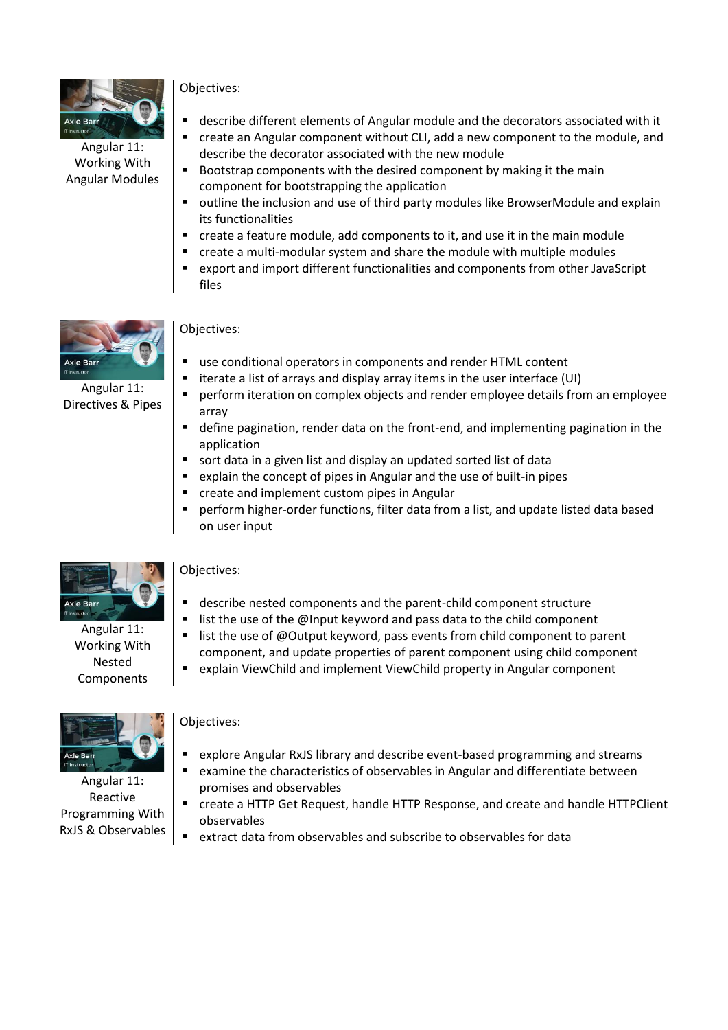## Angular 11: Working With Angular Modules

Objectives:

- describe different elements of Angular module and the decorators associated with it
- create an Angular component without CLI, add a new component to the module, and describe the decorator associated with the new module
- Bootstrap components with the desired component by making it the main component for bootstrapping the application
- outline the inclusion and use of third party modules like BrowserModule and explain its functionalities
- create a feature module, add components to it, and use it in the main module
- create a multi-modular system and share the module with multiple modules
- export and import different functionalities and components from other JavaScript files

## Angular 11: Directives & Pipes

Objectives:

- use conditional operators in components and render HTML content
- iterate a list of arrays and display array items in the user interface (UI)
- perform iteration on complex objects and render employee details from an employee array
- define pagination, render data on the front-end, and implementing pagination in the application
- sort data in a given list and display an updated sorted list of data
- explain the concept of pipes in Angular and the use of built-in pipes
- create and implement custom pipes in Angular
- perform higher-order functions, filter data from a list, and update listed data based on user input

## Angular 11: Working With Nested Components

Objectives:

- describe nested components and the parent-child component structure
- list the use of the @Input keyword and pass data to the child component
- list the use of @Output keyword, pass events from child component to parent component, and update properties of parent component using child component
- explain ViewChild and implement ViewChild property in Angular component

## Angular 11: Reactive Programming With RxJS & Observables

Objectives:

- explore Angular RxJS library and describe event-based programming and streams
- examine the characteristics of observables in Angular and differentiate between promises and observables
- create a HTTP Get Request, handle HTTP Response, and create and handle HTTPClient observables
- extract data from observables and subscribe to observables for data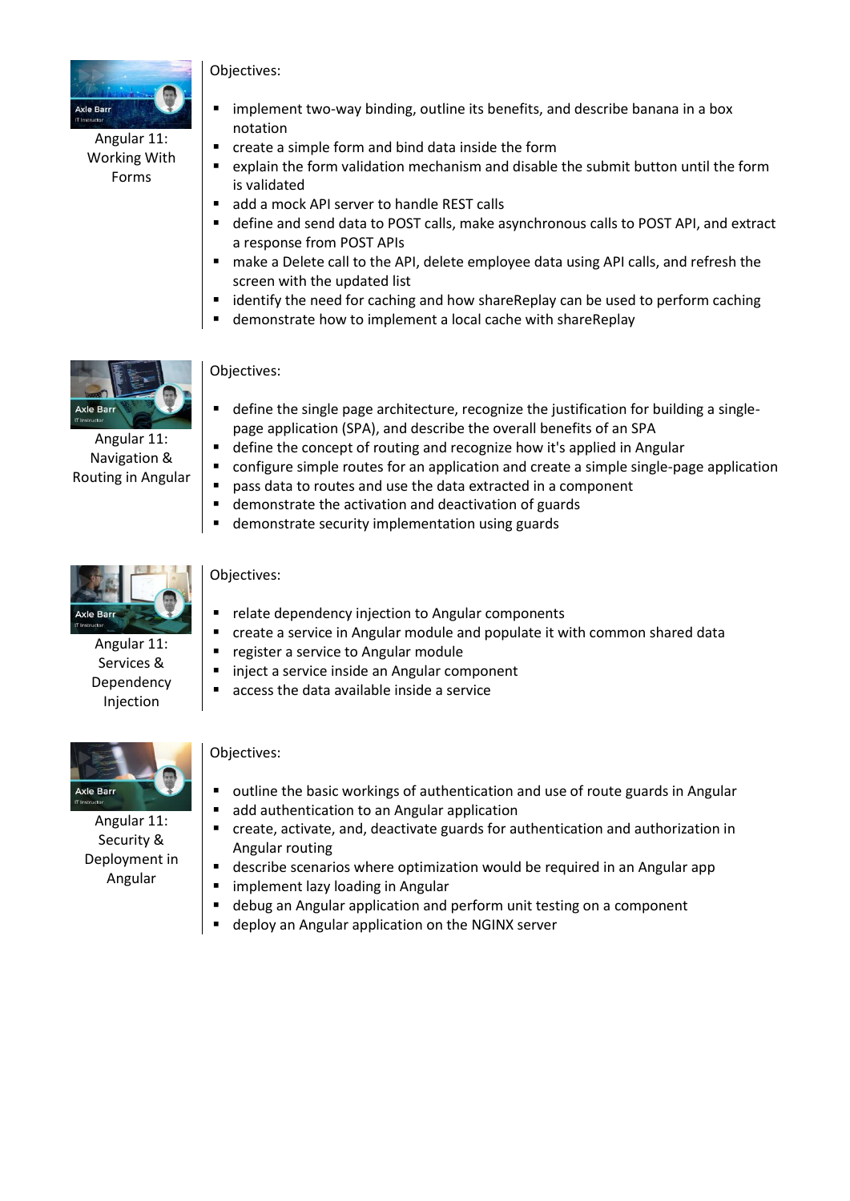**Angular 11: Working With Forms**

Objectives:

- implement two-way binding, outline its benefits, and describe banana in a box notation
- create a simple form and bind data inside the form
- explain the form validation mechanism and disable the submit button until the form is validated
- add a mock API server to handle REST calls
- define and send data to POST calls, make asynchronous calls to POST API, and extract a response from POST APIs
- make a Delete call to the API, delete employee data using API calls, and refresh the screen with the updated list
- identify the need for caching and how shareReplay can be used to perform caching
- demonstrate how to implement a local cache with shareReplay

**Angular 11: Navigation & Routing in Angular**

Objectives:

- define the single page architecture, recognize the justification for building a single-page application (SPA), and describe the overall benefits of an SPA
- define the concept of routing and recognize how it's applied in Angular
- configure simple routes for an application and create a simple single-page application
- pass data to routes and use the data extracted in a component
- demonstrate the activation and deactivation of guards
- demonstrate security implementation using guards

**Angular 11: Services & Dependency Injection**

Objectives:

- relate dependency injection to Angular components
- create a service in Angular module and populate it with common shared data
- register a service to Angular module
- inject a service inside an Angular component
- access the data available inside a service

**Angular 11: Security & Deployment in Angular**

Objectives:

- outline the basic workings of authentication and use of route guards in Angular
- add authentication to an Angular application
- create, activate, and, deactivate guards for authentication and authorization in Angular routing
- describe scenarios where optimization would be required in an Angular app
- implement lazy loading in Angular
- debug an Angular application and perform unit testing on a component
- deploy an Angular application on the NGINX server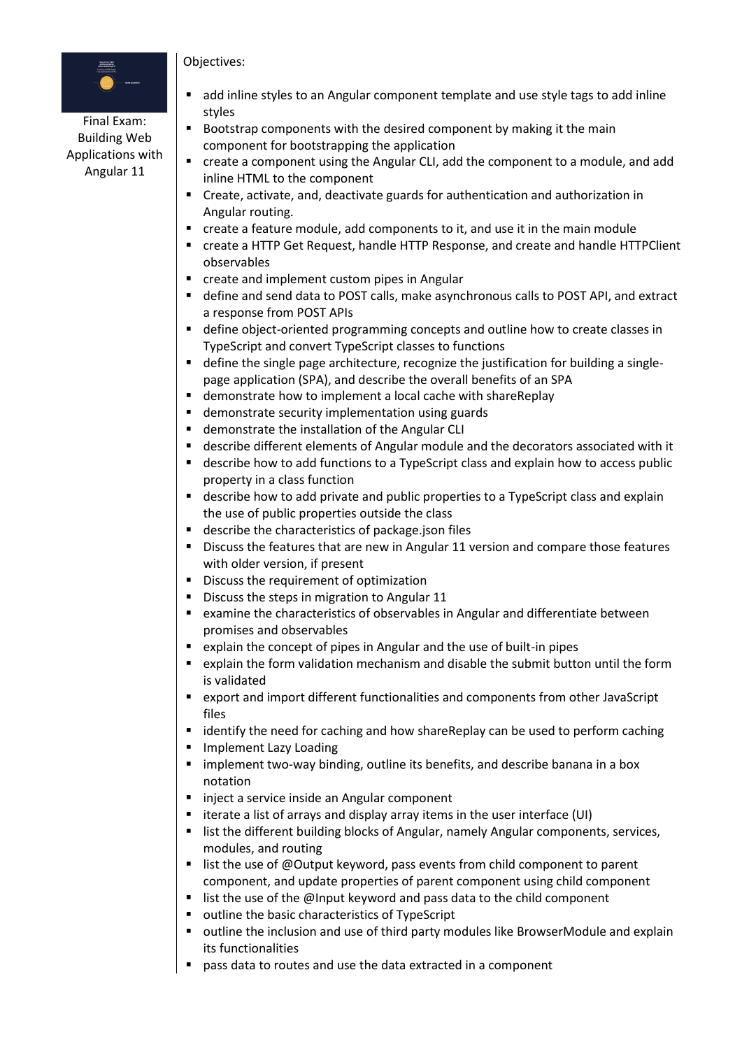Final Exam: Building Web Applications with Angular 11

Objectives:

- add inline styles to an Angular component template and use style tags to add inline styles
- Bootstrap components with the desired component by making it the main component for bootstrapping the application
- create a component using the Angular CLI, add the component to a module, and add inline HTML to the component
- Create, activate, and, deactivate guards for authentication and authorization in Angular routing.
- create a feature module, add components to it, and use it in the main module
- create a HTTP Get Request, handle HTTP Response, and create and handle HTTPClient observables
- create and implement custom pipes in Angular
- define and send data to POST calls, make asynchronous calls to POST API, and extract a response from POST APIs
- define object-oriented programming concepts and outline how to create classes in TypeScript and convert TypeScript classes to functions
- define the single page architecture, recognize the justification for building a single-page application (SPA), and describe the overall benefits of an SPA
- demonstrate how to implement a local cache with shareReplay
- demonstrate security implementation using guards
- demonstrate the installation of the Angular CLI
- describe different elements of Angular module and the decorators associated with it
- describe how to add functions to a TypeScript class and explain how to access public property in a class function
- describe how to add private and public properties to a TypeScript class and explain the use of public properties outside the class
- describe the characteristics of package.json files
- Discuss the features that are new in Angular 11 version and compare those features with older version, if present
- Discuss the requirement of optimization
- Discuss the steps in migration to Angular 11
- examine the characteristics of observables in Angular and differentiate between promises and observables
- explain the concept of pipes in Angular and the use of built-in pipes
- explain the form validation mechanism and disable the submit button until the form is validated
- export and import different functionalities and components from other JavaScript files
- identify the need for caching and how shareReplay can be used to perform caching
- Implement Lazy Loading
- implement two-way binding, outline its benefits, and describe banana in a box notation
- inject a service inside an Angular component
- iterate a list of arrays and display array items in the user interface (UI)
- list the different building blocks of Angular, namely Angular components, services, modules, and routing
- list the use of @Output keyword, pass events from child component to parent component, and update properties of parent component using child component
- list the use of the @Input keyword and pass data to the child component
- outline the basic characteristics of TypeScript
- outline the inclusion and use of third party modules like BrowserModule and explain its functionalities
- pass data to routes and use the data extracted in a component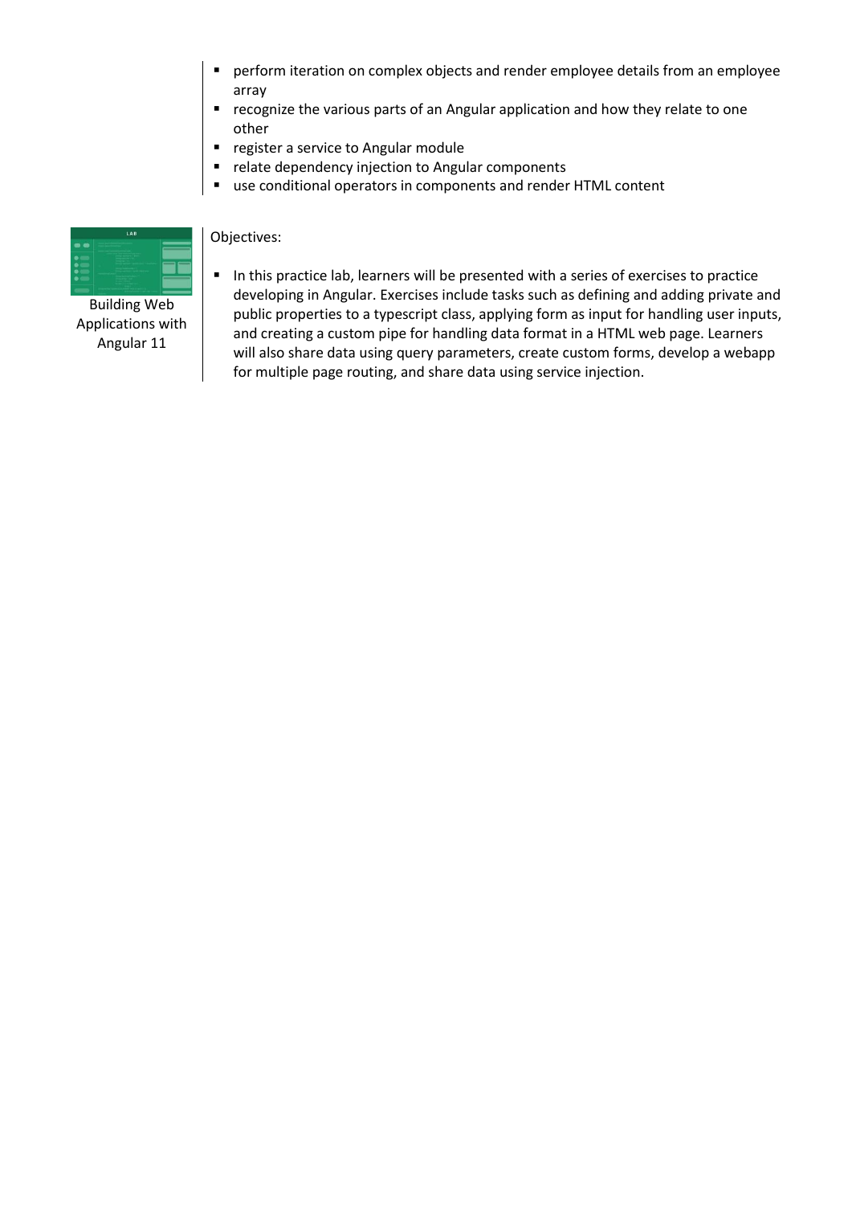- perform iteration on complex objects and render employee details from an employee array
- recognize the various parts of an Angular application and how they relate to one other
- register a service to Angular module
- relate dependency injection to Angular components
- use conditional operators in components and render HTML content

Building Web Applications with Angular 11

Objectives:

- In this practice lab, learners will be presented with a series of exercises to practice developing in Angular. Exercises include tasks such as defining and adding private and public properties to a typescript class, applying form as input for handling user inputs, and creating a custom pipe for handling data format in a HTML web page. Learners will also share data using query parameters, create custom forms, develop a webapp for multiple page routing, and share data using service injection.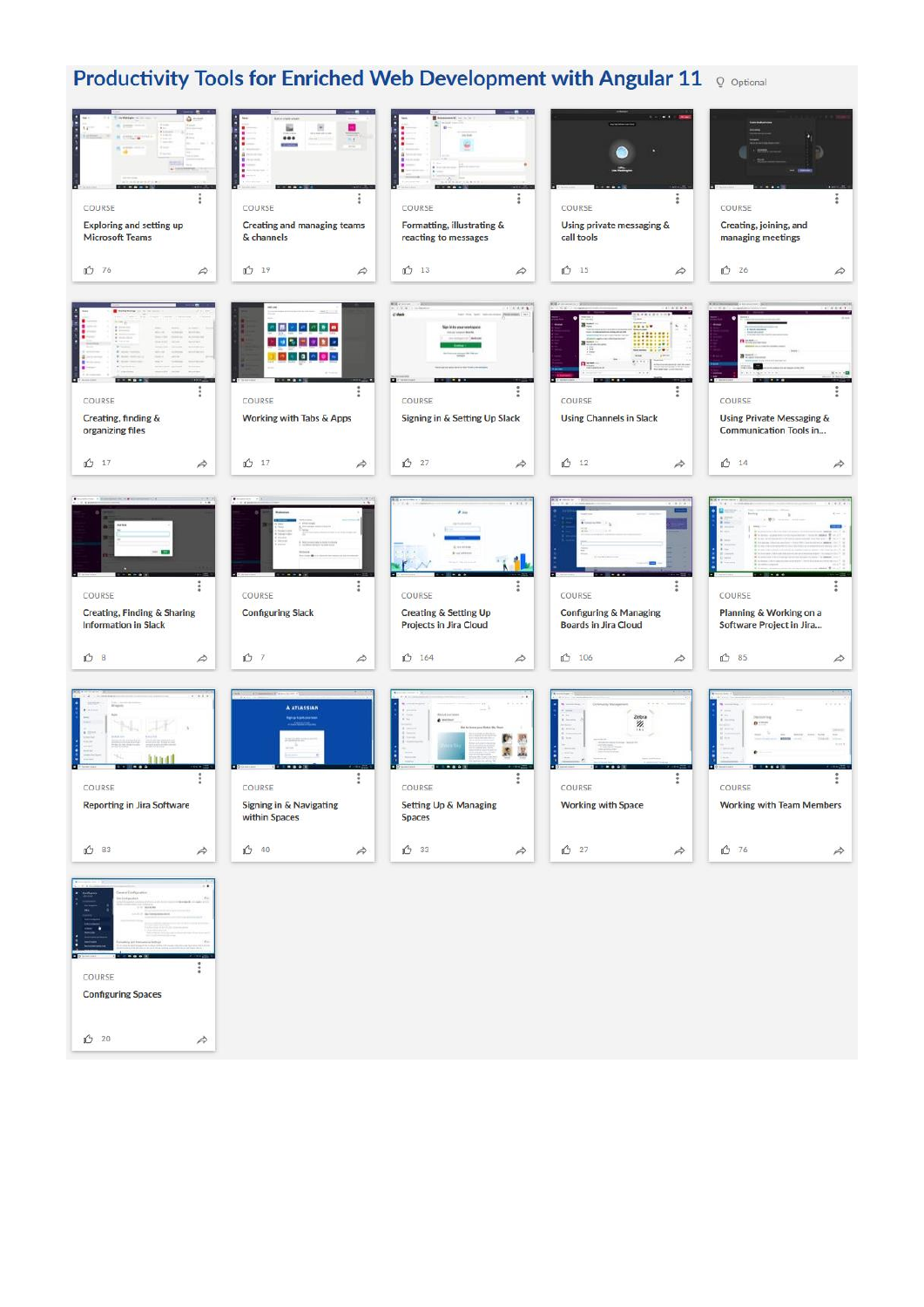## Productivity Tools for Enriched Web Development with Angular 11

Optional

COURSE
Exploring and setting up Microsoft Teams
76

COURSE
Creating and managing teams & channels
19

COURSE
Formatting, illustrating & reacting to messages
13

COURSE
Using private messaging & call tools
15

COURSE
Creating, joining, and managing meetings
26

COURSE
Creating, finding & organizing files
17

COURSE
Working with Tabs & Apps
17

COURSE
Signing in & Setting Up Slack
27

COURSE
Using Channels in Slack
12

COURSE
Using Private Messaging & Communication Tools in...
14

COURSE
Creating, Finding & Sharing Information in Slack
8

COURSE
Configuring Slack
7

COURSE
Creating & Setting Up Projects in Jira Cloud
164

COURSE
Configuring & Managing Boards in Jira Cloud
106

COURSE
Planning & Working on a Software Project in Jira...
85

COURSE
Reporting in Jira Software
83

COURSE
Signing in & Navigating within Spaces
40

COURSE
Setting Up & Managing Spaces
33

COURSE
Working with Space
27

COURSE
Working with Team Members
76

COURSE
Configuring Spaces
20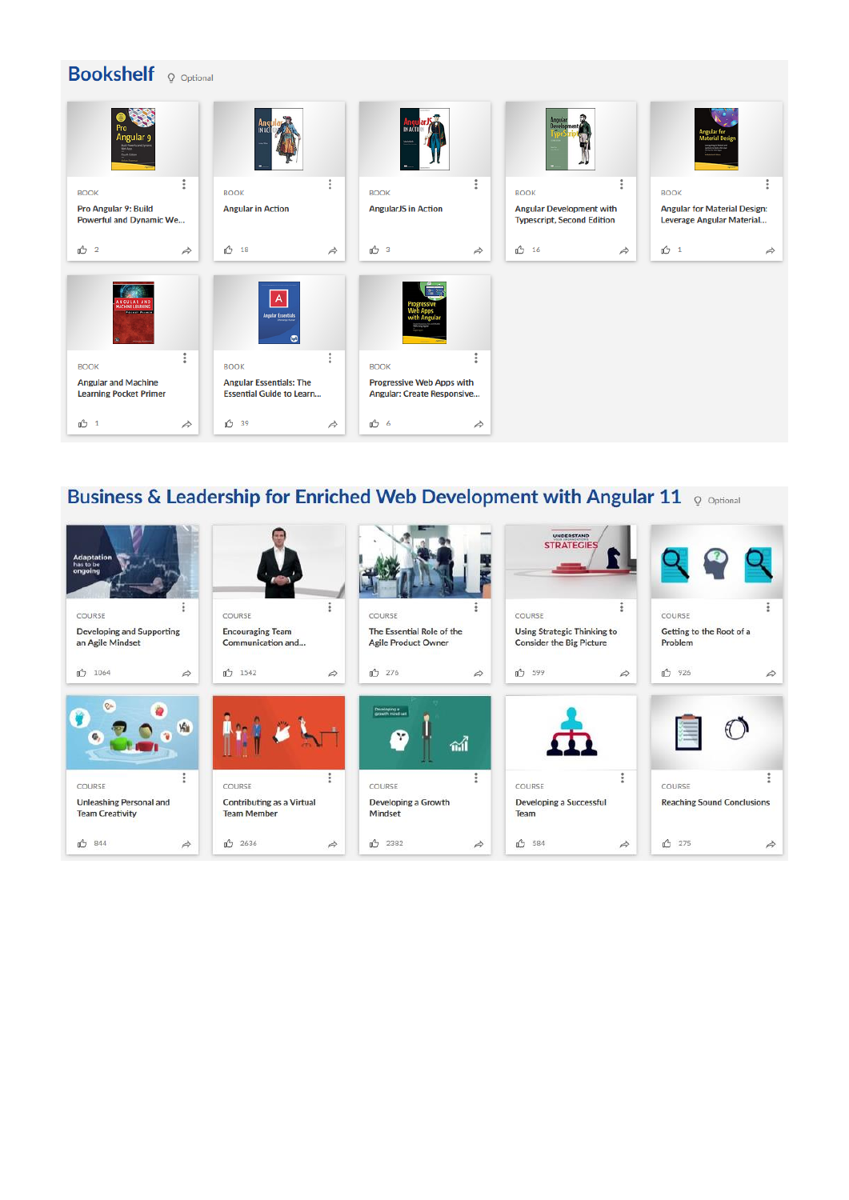## Bookshelf

Optional

- BOOK
  Pro Angular 9: Build Powerful and Dynamic We...
  2
- BOOK
  Angular in Action
  18
- BOOK
  AngularJS in Action
  3
- BOOK
  Angular Development with Typescript, Second Edition
  16
- BOOK
  Angular for Material Design: Leverage Angular Material...
  1
- BOOK
  Angular and Machine Learning Pocket Primer
  1
- BOOK
  Angular Essentials: The Essential Guide to Learn...
  39
- BOOK
  Progressive Web Apps with Angular: Create Responsive...
  6

## Business & Leadership for Enriched Web Development with Angular 11

Optional

- COURSE
  Developing and Supporting an Agile Mindset
  1064
- COURSE
  Encouraging Team Communication and...
  1542
- COURSE
  The Essential Role of the Agile Product Owner
  276
- COURSE
  Using Strategic Thinking to Consider the Big Picture
  599
- COURSE
  Getting to the Root of a Problem
  926
- COURSE
  Unleashing Personal and Team Creativity
  844
- COURSE
  Contributing as a Virtual Team Member
  2636
- COURSE
  Developing a Growth Mindset
  2382
- COURSE
  Developing a Successful Team
  584
- COURSE
  Reaching Sound Conclusions
  275